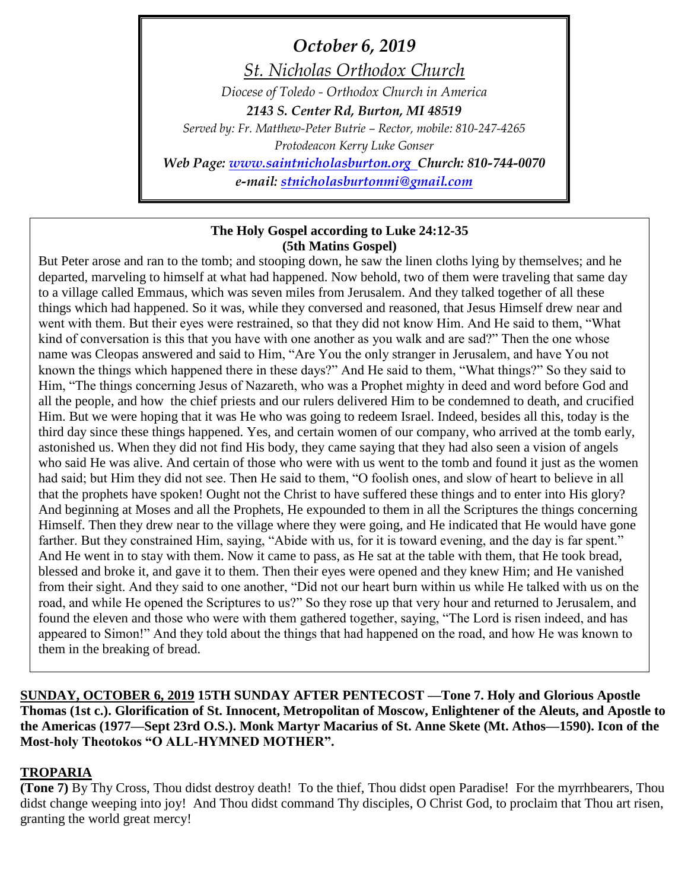*October 6, 2019*

*St. Nicholas Orthodox Church*

*Diocese of Toledo - Orthodox Church in America*

***2143 S. Center Rd, Burton, MI 48519***

*Served by: Fr. Matthew-Peter Butrie – Rector, mobile: 810-247-4265*

*Protodeacon Kerry Luke Gonser*

***Web Page: www.saintnicholasburton.org Church: 810-744-0070***

***e-mail: stnicholasburtonmi@gmail.com***

**The Holy Gospel according to Luke 24:12-35**
**(5th Matins Gospel)**

But Peter arose and ran to the tomb; and stooping down, he saw the linen cloths lying by themselves; and he departed, marveling to himself at what had happened. Now behold, two of them were traveling that same day to a village called Emmaus, which was seven miles from Jerusalem. And they talked together of all these things which had happened. So it was, while they conversed and reasoned, that Jesus Himself drew near and went with them. But their eyes were restrained, so that they did not know Him. And He said to them, "What kind of conversation is this that you have with one another as you walk and are sad?" Then the one whose name was Cleopas answered and said to Him, "Are You the only stranger in Jerusalem, and have You not known the things which happened there in these days?" And He said to them, "What things?" So they said to Him, "The things concerning Jesus of Nazareth, who was a Prophet mighty in deed and word before God and all the people, and how the chief priests and our rulers delivered Him to be condemned to death, and crucified Him. But we were hoping that it was He who was going to redeem Israel. Indeed, besides all this, today is the third day since these things happened. Yes, and certain women of our company, who arrived at the tomb early, astonished us. When they did not find His body, they came saying that they had also seen a vision of angels who said He was alive. And certain of those who were with us went to the tomb and found it just as the women had said; but Him they did not see. Then He said to them, "O foolish ones, and slow of heart to believe in all that the prophets have spoken! Ought not the Christ to have suffered these things and to enter into His glory? And beginning at Moses and all the Prophets, He expounded to them in all the Scriptures the things concerning Himself. Then they drew near to the village where they were going, and He indicated that He would have gone farther. But they constrained Him, saying, "Abide with us, for it is toward evening, and the day is far spent." And He went in to stay with them. Now it came to pass, as He sat at the table with them, that He took bread, blessed and broke it, and gave it to them. Then their eyes were opened and they knew Him; and He vanished from their sight. And they said to one another, "Did not our heart burn within us while He talked with us on the road, and while He opened the Scriptures to us?" So they rose up that very hour and returned to Jerusalem, and found the eleven and those who were with them gathered together, saying, "The Lord is risen indeed, and has appeared to Simon!" And they told about the things that had happened on the road, and how He was known to them in the breaking of bread.

**SUNDAY, OCTOBER 6, 2019 15TH SUNDAY AFTER PENTECOST —Tone 7. Holy and Glorious Apostle Thomas (1st c.). Glorification of St. Innocent, Metropolitan of Moscow, Enlightener of the Aleuts, and Apostle to the Americas (1977—Sept 23rd O.S.). Monk Martyr Macarius of St. Anne Skete (Mt. Athos—1590). Icon of the Most-holy Theotokos "O ALL-HYMNED MOTHER".**

## TROPARIA

**(Tone 7)** By Thy Cross, Thou didst destroy death! To the thief, Thou didst open Paradise! For the myrrhbearers, Thou didst change weeping into joy! And Thou didst command Thy disciples, O Christ God, to proclaim that Thou art risen, granting the world great mercy!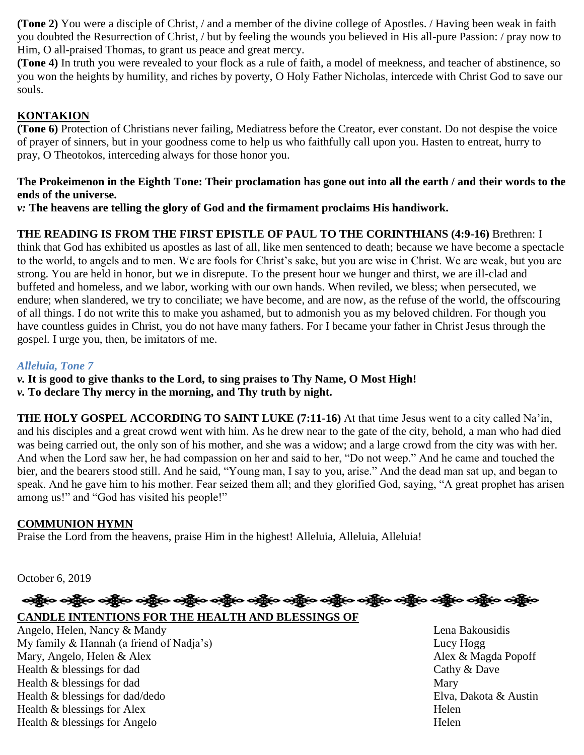**(Tone 2)** You were a disciple of Christ, / and a member of the divine college of Apostles. / Having been weak in faith you doubted the Resurrection of Christ, / but by feeling the wounds you believed in His all-pure Passion: / pray now to Him, O all-praised Thomas, to grant us peace and great mercy.

**(Tone 4)** In truth you were revealed to your flock as a rule of faith, a model of meekness, and teacher of abstinence, so you won the heights by humility, and riches by poverty, O Holy Father Nicholas, intercede with Christ God to save our souls.

## KONTAKION

**(Tone 6)** Protection of Christians never failing, Mediatress before the Creator, ever constant. Do not despise the voice of prayer of sinners, but in your goodness come to help us who faithfully call upon you. Hasten to entreat, hurry to pray, O Theotokos, interceding always for those honor you.

**The Prokeimenon in the Eighth Tone: Their proclamation has gone out into all the earth / and their words to the ends of the universe.**

***v:*** **The heavens are telling the glory of God and the firmament proclaims His handiwork.**

**THE READING IS FROM THE FIRST EPISTLE OF PAUL TO THE CORINTHIANS (4:9-16)** Brethren: I think that God has exhibited us apostles as last of all, like men sentenced to death; because we have become a spectacle to the world, to angels and to men. We are fools for Christ's sake, but you are wise in Christ. We are weak, but you are strong. You are held in honor, but we in disrepute. To the present hour we hunger and thirst, we are ill-clad and buffeted and homeless, and we labor, working with our own hands. When reviled, we bless; when persecuted, we endure; when slandered, we try to conciliate; we have become, and are now, as the refuse of the world, the offscouring of all things. I do not write this to make you ashamed, but to admonish you as my beloved children. For though you have countless guides in Christ, you do not have many fathers. For I became your father in Christ Jesus through the gospel. I urge you, then, be imitators of me.

*Alleluia, Tone 7*

***v.*** **It is good to give thanks to the Lord, to sing praises to Thy Name, O Most High!**

***v.*** **To declare Thy mercy in the morning, and Thy truth by night.**

**THE HOLY GOSPEL ACCORDING TO SAINT LUKE (7:11-16)** At that time Jesus went to a city called Na'in, and his disciples and a great crowd went with him. As he drew near to the gate of the city, behold, a man who had died was being carried out, the only son of his mother, and she was a widow; and a large crowd from the city was with her. And when the Lord saw her, he had compassion on her and said to her, "Do not weep." And he came and touched the bier, and the bearers stood still. And he said, "Young man, I say to you, arise." And the dead man sat up, and began to speak. And he gave him to his mother. Fear seized them all; and they glorified God, saying, "A great prophet has arisen among us!" and "God has visited his people!"

## COMMUNION HYMN

Praise the Lord from the heavens, praise Him in the highest! Alleluia, Alleluia, Alleluia!

October 6, 2019

## CANDLE INTENTIONS FOR THE HEALTH AND BLESSINGS OF

| | |
|---|---|
| Angelo, Helen, Nancy & Mandy | Lena Bakousidis |
| My family & Hannah (a friend of Nadja's) | Lucy Hogg |
| Mary, Angelo, Helen & Alex | Alex & Magda Popoff |
| Health & blessings for dad | Cathy & Dave |
| Health & blessings for dad | Mary |
| Health & blessings for dad/dedo | Elva, Dakota & Austin |
| Health & blessings for Alex | Helen |
| Health & blessings for Angelo | Helen |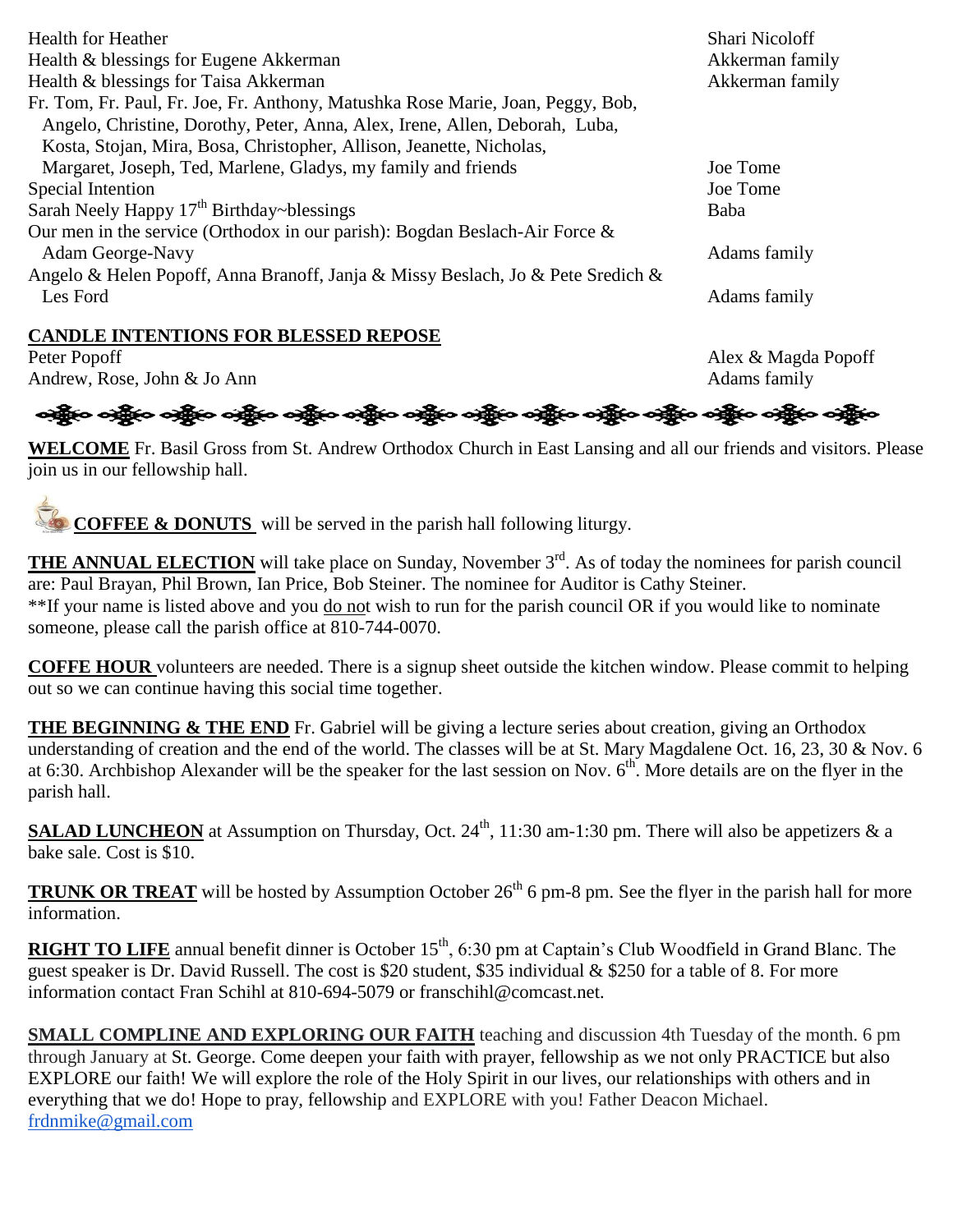| | |
|---|---|
| Health for Heather | Shari Nicoloff |
| Health & blessings for Eugene Akkerman | Akkerman family |
| Health & blessings for Taisa Akkerman | Akkerman family |
| Fr. Tom, Fr. Paul, Fr. Joe, Fr. Anthony, Matushka Rose Marie, Joan, Peggy, Bob, Angelo, Christine, Dorothy, Peter, Anna, Alex, Irene, Allen, Deborah, Luba, Kosta, Stojan, Mira, Bosa, Christopher, Allison, Jeanette, Nicholas, Margaret, Joseph, Ted, Marlene, Gladys, my family and friends | Joe Tome |
| Special Intention | Joe Tome |
| Sarah Neely Happy 17th Birthday~blessings | Baba |
| Our men in the service (Orthodox in our parish): Bogdan Beslach-Air Force & Adam George-Navy | Adams family |
| Angelo & Helen Popoff, Anna Branoff, Janja & Missy Beslach, Jo & Pete Sredich & Les Ford | Adams family |

**CANDLE INTENTIONS FOR BLESSED REPOSE**

| | |
|---|---|
| Peter Popoff | Alex & Magda Popoff |
| Andrew, Rose, John & Jo Ann | Adams family |

**WELCOME** Fr. Basil Gross from St. Andrew Orthodox Church in East Lansing and all our friends and visitors. Please join us in our fellowship hall.

**COFFEE & DONUTS** will be served in the parish hall following liturgy.

**THE ANNUAL ELECTION** will take place on Sunday, November 3rd. As of today the nominees for parish council are: Paul Brayan, Phil Brown, Ian Price, Bob Steiner. The nominee for Auditor is Cathy Steiner.
**If your name is listed above and you do not wish to run for the parish council OR if you would like to nominate someone, please call the parish office at 810-744-0070.

**COFFE HOUR** volunteers are needed. There is a signup sheet outside the kitchen window. Please commit to helping out so we can continue having this social time together.

**THE BEGINNING & THE END** Fr. Gabriel will be giving a lecture series about creation, giving an Orthodox understanding of creation and the end of the world. The classes will be at St. Mary Magdalene Oct. 16, 23, 30 & Nov. 6 at 6:30. Archbishop Alexander will be the speaker for the last session on Nov. 6th. More details are on the flyer in the parish hall.

**SALAD LUNCHEON** at Assumption on Thursday, Oct. 24th, 11:30 am-1:30 pm. There will also be appetizers & a bake sale. Cost is $10.

**TRUNK OR TREAT** will be hosted by Assumption October 26th 6 pm-8 pm. See the flyer in the parish hall for more information.

**RIGHT TO LIFE** annual benefit dinner is October 15th, 6:30 pm at Captain's Club Woodfield in Grand Blanc. The guest speaker is Dr. David Russell. The cost is $20 student, $35 individual & $250 for a table of 8. For more information contact Fran Schihl at 810-694-5079 or franschihl@comcast.net.

**SMALL COMPLINE AND EXPLORING OUR FAITH** teaching and discussion 4th Tuesday of the month. 6 pm through January at St. George. Come deepen your faith with prayer, fellowship as we not only PRACTICE but also EXPLORE our faith! We will explore the role of the Holy Spirit in our lives, our relationships with others and in everything that we do! Hope to pray, fellowship and EXPLORE with you! Father Deacon Michael. frdnmike@gmail.com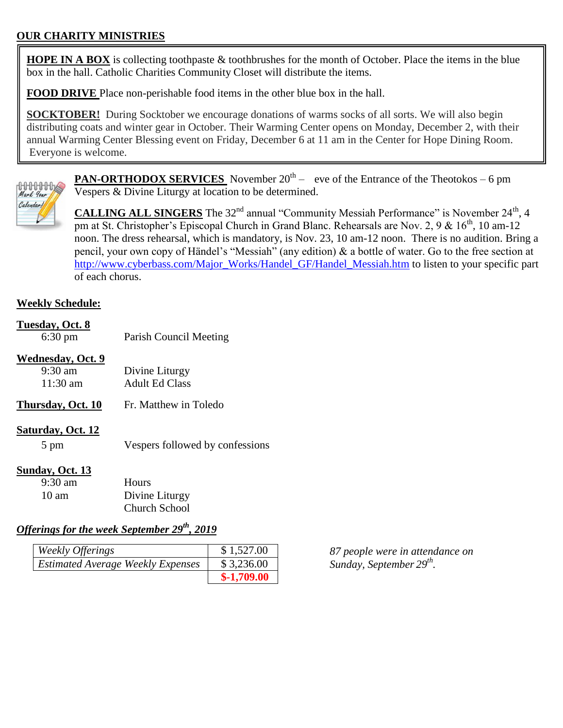**OUR CHARITY MINISTRIES**

**HOPE IN A BOX** is collecting toothpaste & toothbrushes for the month of October. Place the items in the blue box in the hall. Catholic Charities Community Closet will distribute the items.

**FOOD DRIVE** Place non-perishable food items in the other blue box in the hall.

**SOCKTOBER!** During Socktober we encourage donations of warms socks of all sorts. We will also begin distributing coats and winter gear in October. Their Warming Center opens on Monday, December 2, with their annual Warming Center Blessing event on Friday, December 6 at 11 am in the Center for Hope Dining Room. Everyone is welcome.

**PAN-ORTHODOX SERVICES** November 20th – eve of the Entrance of the Theotokos – 6 pm Vespers & Divine Liturgy at location to be determined.

**CALLING ALL SINGERS** The 32nd annual "Community Messiah Performance" is November 24th, 4 pm at St. Christopher's Episcopal Church in Grand Blanc. Rehearsals are Nov. 2, 9 & 16th, 10 am-12 noon. The dress rehearsal, which is mandatory, is Nov. 23, 10 am-12 noon. There is no audition. Bring a pencil, your own copy of Händel's "Messiah" (any edition) & a bottle of water. Go to the free section at http://www.cyberbass.com/Major_Works/Handel_GF/Handel_Messiah.htm to listen to your specific part of each chorus.

**Weekly Schedule:**

**Tuesday, Oct. 8**
6:30 pm — Parish Council Meeting

**Wednesday, Oct. 9**
9:30 am — Divine Liturgy
11:30 am — Adult Ed Class

**Thursday, Oct. 10** — Fr. Matthew in Toledo

**Saturday, Oct. 12**
5 pm — Vespers followed by confessions

**Sunday, Oct. 13**
9:30 am — Hours
10 am — Divine Liturgy
Church School

***Offerings for the week September 29th, 2019***

| | |
|---|---|
| *Weekly Offerings* | $ 1,527.00 |
| *Estimated Average Weekly Expenses* | $ 3,236.00 |
| | **$-1,709.00** |

*87 people were in attendance on Sunday, September 29th.*